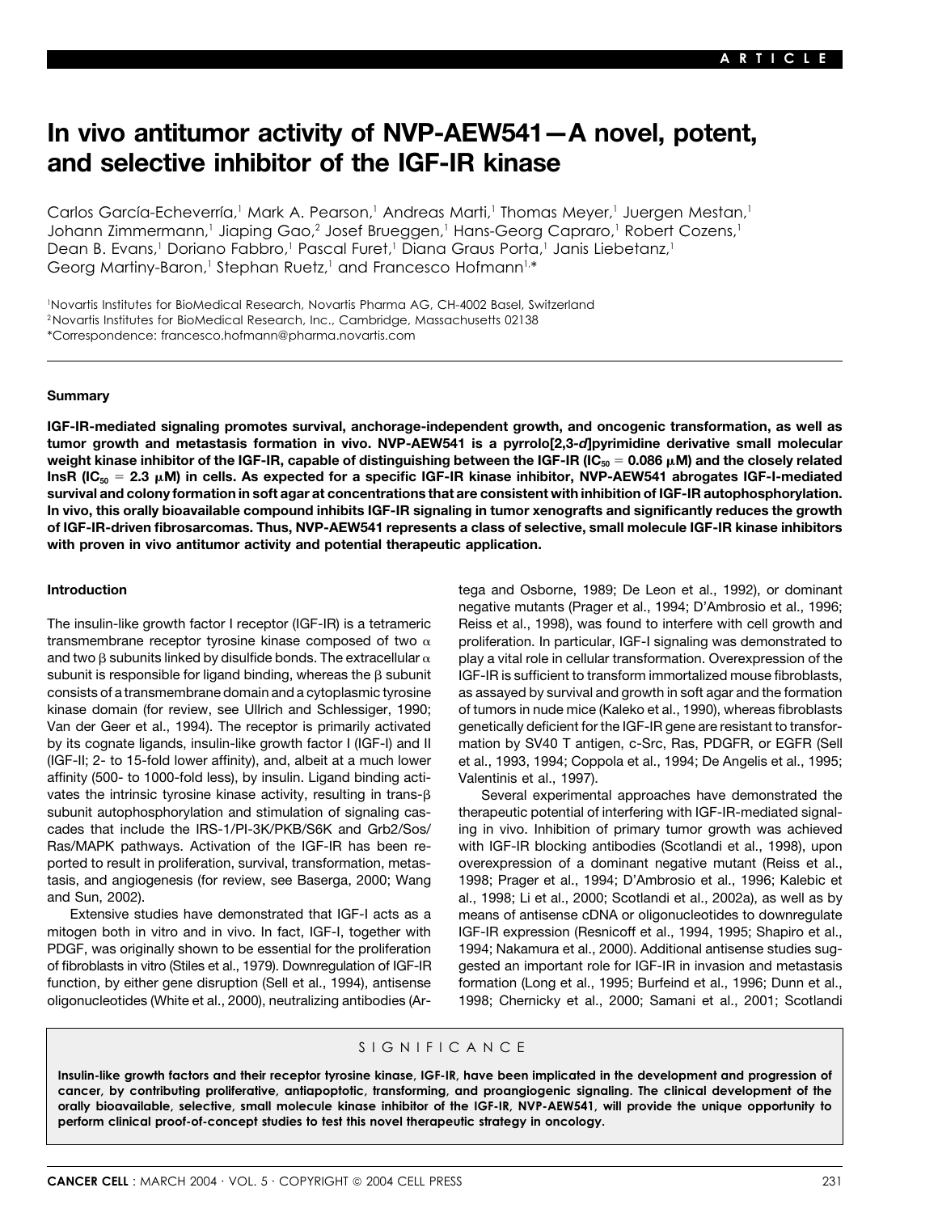ARTICLE

# In vivo antitumor activity of NVP-AEW541—A novel, potent, and selective inhibitor of the IGF-IR kinase

Carlos García-Echeverría,[1] Mark A. Pearson,[1] Andreas Marti,[1] Thomas Meyer,[1] Juergen Mestan,[1] Johann Zimmermann,[1] Jiaping Gao,[2] Josef Brueggen,[1] Hans-Georg Capraro,[1] Robert Cozens,[1] Dean B. Evans,[1] Doriano Fabbro,[1] Pascal Furet,[1] Diana Graus Porta,[1] Janis Liebetanz,[1] Georg Martiny-Baron,[1] Stephan Ruetz,[1] and Francesco Hofmann[1,*]

[1]Novartis Institutes for BioMedical Research, Novartis Pharma AG, CH-4002 Basel, Switzerland
[2]Novartis Institutes for BioMedical Research, Inc., Cambridge, Massachusetts 02138
*Correspondence: francesco.hofmann@pharma.novartis.com

## Summary

**IGF-IR-mediated signaling promotes survival, anchorage-independent growth, and oncogenic transformation, as well as tumor growth and metastasis formation in vivo. NVP-AEW541 is a pyrrolo[2,3-*d*]pyrimidine derivative small molecular weight kinase inhibitor of the IGF-IR, capable of distinguishing between the IGF-IR ($IC_{50}$ = 0.086 μM) and the closely related InsR ($IC_{50}$ = 2.3 μM) in cells. As expected for a specific IGF-IR kinase inhibitor, NVP-AEW541 abrogates IGF-I-mediated survival and colony formation in soft agar at concentrations that are consistent with inhibition of IGF-IR autophosphorylation. In vivo, this orally bioavailable compound inhibits IGF-IR signaling in tumor xenografts and significantly reduces the growth of IGF-IR-driven fibrosarcomas. Thus, NVP-AEW541 represents a class of selective, small molecule IGF-IR kinase inhibitors with proven in vivo antitumor activity and potential therapeutic application.**

## Introduction

The insulin-like growth factor I receptor (IGF-IR) is a tetrameric transmembrane receptor tyrosine kinase composed of two α and two β subunits linked by disulfide bonds. The extracellular α subunit is responsible for ligand binding, whereas the β subunit consists of a transmembrane domain and a cytoplasmic tyrosine kinase domain (for review, see Ullrich and Schlessiger, 1990; Van der Geer et al., 1994). The receptor is primarily activated by its cognate ligands, insulin-like growth factor I (IGF-I) and II (IGF-II; 2- to 15-fold lower affinity), and, albeit at a much lower affinity (500- to 1000-fold less), by insulin. Ligand binding activates the intrinsic tyrosine kinase activity, resulting in trans-β subunit autophosphorylation and stimulation of signaling cascades that include the IRS-1/PI-3K/PKB/S6K and Grb2/Sos/Ras/MAPK pathways. Activation of the IGF-IR has been reported to result in proliferation, survival, transformation, metastasis, and angiogenesis (for review, see Baserga, 2000; Wang and Sun, 2002).

Extensive studies have demonstrated that IGF-I acts as a mitogen both in vitro and in vivo. In fact, IGF-I, together with PDGF, was originally shown to be essential for the proliferation of fibroblasts in vitro (Stiles et al., 1979). Downregulation of IGF-IR function, by either gene disruption (Sell et al., 1994), antisense oligonucleotides (White et al., 2000), neutralizing antibodies (Artega and Osborne, 1989; De Leon et al., 1992), or dominant negative mutants (Prager et al., 1994; D'Ambrosio et al., 1996; Reiss et al., 1998), was found to interfere with cell growth and proliferation. In particular, IGF-I signaling was demonstrated to play a vital role in cellular transformation. Overexpression of the IGF-IR is sufficient to transform immortalized mouse fibroblasts, as assayed by survival and growth in soft agar and the formation of tumors in nude mice (Kaleko et al., 1990), whereas fibroblasts genetically deficient for the IGF-IR gene are resistant to transformation by SV40 T antigen, c-Src, Ras, PDGFR, or EGFR (Sell et al., 1993, 1994; Coppola et al., 1994; De Angelis et al., 1995; Valentinis et al., 1997).

Several experimental approaches have demonstrated the therapeutic potential of interfering with IGF-IR-mediated signaling in vivo. Inhibition of primary tumor growth was achieved with IGF-IR blocking antibodies (Scotlandi et al., 1998), upon overexpression of a dominant negative mutant (Reiss et al., 1998; Prager et al., 1994; D'Ambrosio et al., 1996; Kalebic et al., 1998; Li et al., 2000; Scotlandi et al., 2002a), as well as by means of antisense cDNA or oligonucleotides to downregulate IGF-IR expression (Resnicoff et al., 1994, 1995; Shapiro et al., 1994; Nakamura et al., 2000). Additional antisense studies suggested an important role for IGF-IR in invasion and metastasis formation (Long et al., 1995; Burfeind et al., 1996; Dunn et al., 1998; Chernicky et al., 2000; Samani et al., 2001; Scotlandi

## SIGNIFICANCE

**Insulin-like growth factors and their receptor tyrosine kinase, IGF-IR, have been implicated in the development and progression of cancer, by contributing proliferative, antiapoptotic, transforming, and proangiogenic signaling. The clinical development of the orally bioavailable, selective, small molecule kinase inhibitor of the IGF-IR, NVP-AEW541, will provide the unique opportunity to perform clinical proof-of-concept studies to test this novel therapeutic strategy in oncology.**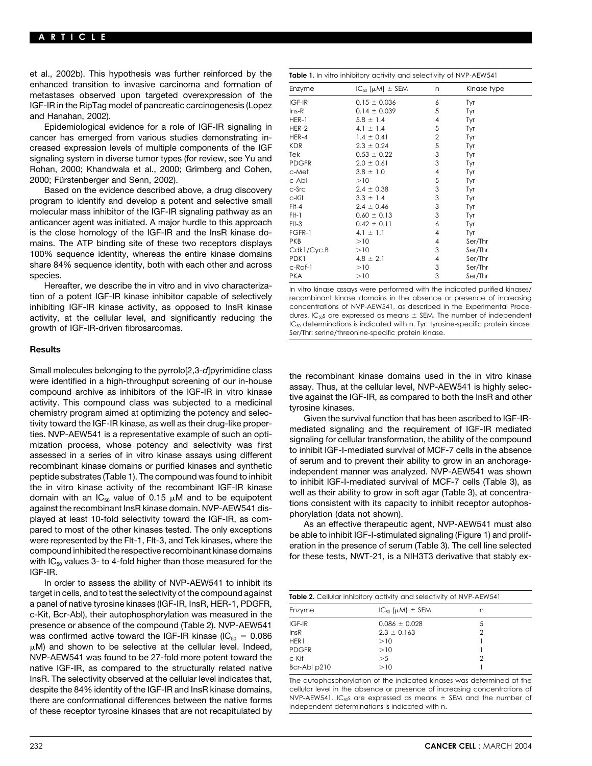et al., 2002b). This hypothesis was further reinforced by the enhanced transition to invasive carcinoma and formation of metastases observed upon targeted overexpression of the IGF-IR in the RipTag model of pancreatic carcinogenesis (Lopez and Hanahan, 2002).

Epidemiological evidence for a role of IGF-IR signaling in cancer has emerged from various studies demonstrating increased expression levels of multiple components of the IGF signaling system in diverse tumor types (for review, see Yu and Rohan, 2000; Khandwala et al., 2000; Grimberg and Cohen, 2000; Fürstenberger and Senn, 2002).

Based on the evidence described above, a drug discovery program to identify and develop a potent and selective small molecular mass inhibitor of the IGF-IR signaling pathway as an anticancer agent was initiated. A major hurdle to this approach is the close homology of the IGF-IR and the InsR kinase domains. The ATP binding site of these two receptors displays 100% sequence identity, whereas the entire kinase domains share 84% sequence identity, both with each other and across species.

Hereafter, we describe the in vitro and in vivo characterization of a potent IGF-IR kinase inhibitor capable of selectively inhibiting IGF-IR kinase activity, as opposed to InsR kinase activity, at the cellular level, and significantly reducing the growth of IGF-IR-driven fibrosarcomas.

## Results

Small molecules belonging to the pyrrolo[2,3-*d*]pyrimidine class were identified in a high-throughput screening of our in-house compound archive as inhibitors of the IGF-IR in vitro kinase activity. This compound class was subjected to a medicinal chemistry program aimed at optimizing the potency and selectivity toward the IGF-IR kinase, as well as their drug-like properties. NVP-AEW541 is a representative example of such an optimization process, whose potency and selectivity was first assessed in a series of in vitro kinase assays using different recombinant kinase domains or purified kinases and synthetic peptide substrates (Table 1). The compound was found to inhibit the in vitro kinase activity of the recombinant IGF-IR kinase domain with an $IC_{50}$ value of 0.15 μM and to be equipotent against the recombinant InsR kinase domain. NVP-AEW541 displayed at least 10-fold selectivity toward the IGF-IR, as compared to most of the other kinases tested. The only exceptions were represented by the Flt-1, Flt-3, and Tek kinases, where the compound inhibited the respective recombinant kinase domains with $IC_{50}$ values 3- to 4-fold higher than those measured for the IGF-IR.

In order to assess the ability of NVP-AEW541 to inhibit its target in cells, and to test the selectivity of the compound against a panel of native tyrosine kinases (IGF-IR, InsR, HER-1, PDGFR, c-Kit, Bcr-Abl), their autophosphorylation was measured in the presence or absence of the compound (Table 2). NVP-AEW541 was confirmed active toward the IGF-IR kinase ($IC_{50}$ = 0.086 μM) and shown to be selective at the cellular level. Indeed, NVP-AEW541 was found to be 27-fold more potent toward the native IGF-IR, as compared to the structurally related native InsR. The selectivity observed at the cellular level indicates that, despite the 84% identity of the IGF-IR and InsR kinase domains, there are conformational differences between the native forms of these receptor tyrosine kinases that are not recapitulated by the recombinant kinase domains used in the in vitro kinase assay. Thus, at the cellular level, NVP-AEW541 is highly selective against the IGF-IR, as compared to both the InsR and other tyrosine kinases.

Given the survival function that has been ascribed to IGF-IR-mediated signaling and the requirement of IGF-IR mediated signaling for cellular transformation, the ability of the compound to inhibit IGF-I-mediated survival of MCF-7 cells in the absence of serum and to prevent their ability to grow in an anchorage-independent manner was analyzed. NVP-AEW541 was shown to inhibit IGF-I-mediated survival of MCF-7 cells (Table 3), as well as their ability to grow in soft agar (Table 3), at concentrations consistent with its capacity to inhibit receptor autophosphorylation (data not shown).

As an effective therapeutic agent, NVP-AEW541 must also be able to inhibit IGF-I-stimulated signaling (Figure 1) and proliferation in the presence of serum (Table 3). The cell line selected for these tests, NWT-21, is a NIH3T3 derivative that stably ex-

**Table 1.** In vitro inhibitory activity and selectivity of NVP-AEW541

| Enzyme | $IC_{50}$ [μM] ± SEM | n | Kinase type |
|---|---|---|---|
| IGF-IR | 0.15 ± 0.036 | 6 | Tyr |
| Ins-R | 0.14 ± 0.039 | 5 | Tyr |
| HER-1 | 5.8 ± 1.4 | 4 | Tyr |
| HER-2 | 4.1 ± 1.4 | 5 | Tyr |
| HER-4 | 1.4 ± 0.41 | 2 | Tyr |
| KDR | 2.3 ± 0.24 | 5 | Tyr |
| Tek | 0.53 ± 0.22 | 3 | Tyr |
| PDGFR | 2.0 ± 0.61 | 3 | Tyr |
| c-Met | 3.8 ± 1.0 | 4 | Tyr |
| c-Abl | >10 | 5 | Tyr |
| c-Src | 2.4 ± 0.38 | 3 | Tyr |
| c-Kit | 3.3 ± 1.4 | 3 | Tyr |
| Flt-4 | 2.4 ± 0.46 | 3 | Tyr |
| Flt-1 | 0.60 ± 0.13 | 3 | Tyr |
| Flt-3 | 0.42 ± 0.11 | 6 | Tyr |
| FGFR-1 | 4.1 ± 1.1 | 4 | Tyr |
| PKB | >10 | 4 | Ser/Thr |
| Cdk1/Cyc.B | >10 | 3 | Ser/Thr |
| PDK1 | 4.8 ± 2.1 | 4 | Ser/Thr |
| c-Raf-1 | >10 | 3 | Ser/Thr |
| PKA | >10 | 3 | Ser/Thr |

In vitro kinase assays were performed with the indicated purified kinases/recombinant kinase domains in the absence or presence of increasing concentrations of NVP-AEW541, as described in the Experimental Procedures. $IC_{50}$s are expressed as means ± SEM. The number of independent $IC_{50}$ determinations is indicated with n. Tyr: tyrosine-specific protein kinase. Ser/Thr: serine/threonine-specific protein kinase.

**Table 2.** Cellular inhibitory activity and selectivity of NVP-AEW541

| Enzyme | $IC_{50}$ (μM) ± SEM | n |
|---|---|---|
| IGF-IR | 0.086 ± 0.028 | 5 |
| InsR | 2.3 ± 0.163 | 2 |
| HER1 | >10 | 1 |
| PDGFR | >10 | 1 |
| c-Kit | >5 | 2 |
| Bcr-Abl p210 | >10 | 1 |

The autophosphorylation of the indicated kinases was determined at the cellular level in the absence or presence of increasing concentrations of NVP-AEW541. $IC_{50}$s are expressed as means ± SEM and the number of independent determinations is indicated with n.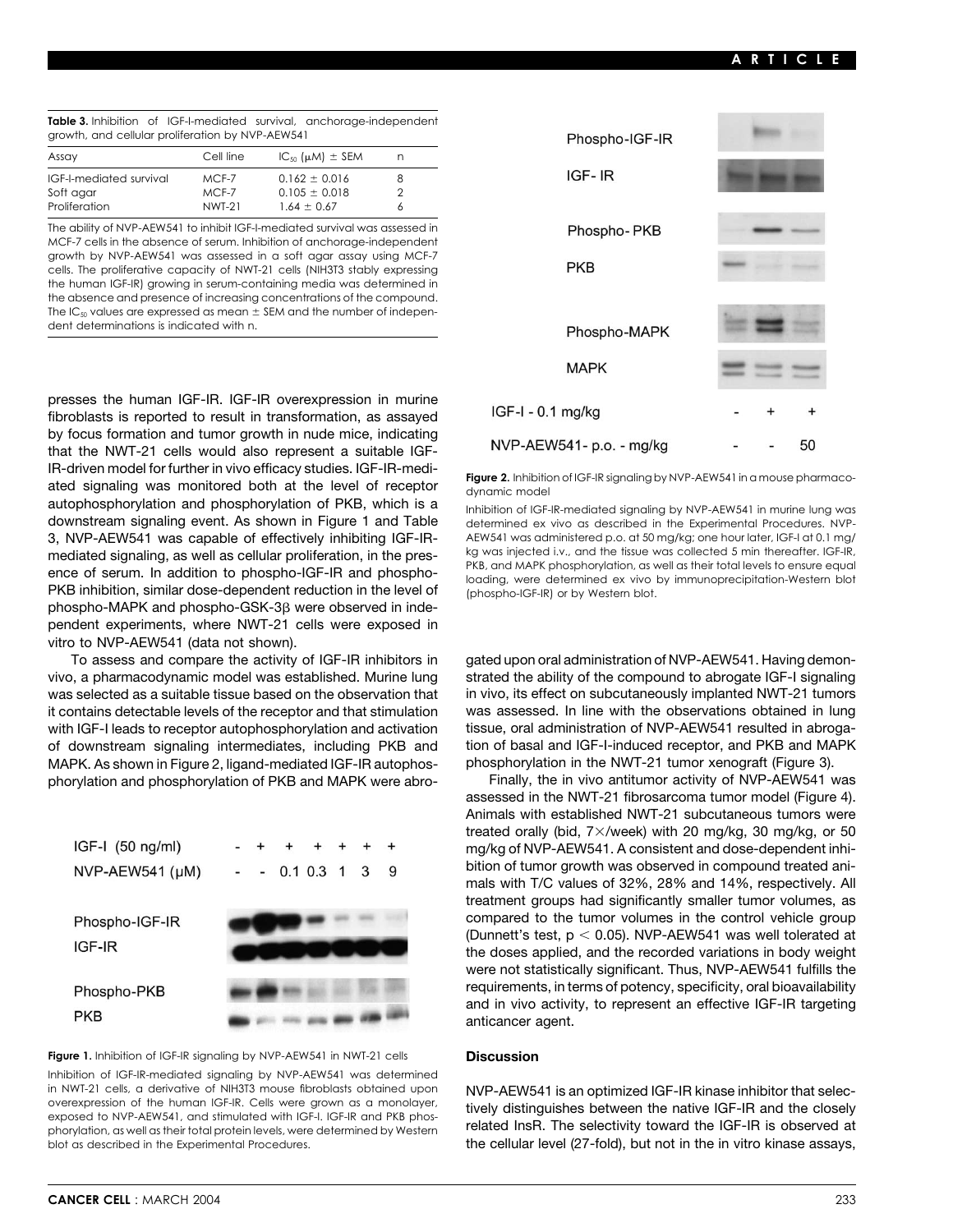**Table 3.** Inhibition of IGF-I-mediated survival, anchorage-independent growth, and cellular proliferation by NVP-AEW541

| Assay | Cell line | $IC_{50}$ (μM) ± SEM | n |
|---|---|---|---|
| IGF-I-mediated survival | MCF-7 | 0.162 ± 0.016 | 8 |
| Soft agar | MCF-7 | 0.105 ± 0.018 | 2 |
| Proliferation | NWT-21 | 1.64 ± 0.67 | 6 |

The ability of NVP-AEW541 to inhibit IGF-I-mediated survival was assessed in MCF-7 cells in the absence of serum. Inhibition of anchorage-independent growth by NVP-AEW541 was assessed in a soft agar assay using MCF-7 cells. The proliferative capacity of NWT-21 cells (NIH3T3 stably expressing the human IGF-IR) growing in serum-containing media was determined in the absence and presence of increasing concentrations of the compound. The $IC_{50}$ values are expressed as mean ± SEM and the number of independent determinations is indicated with n.

presses the human IGF-IR. IGF-IR overexpression in murine fibroblasts is reported to result in transformation, as assayed by focus formation and tumor growth in nude mice, indicating that the NWT-21 cells would also represent a suitable IGF-IR-driven model for further in vivo efficacy studies. IGF-IR-mediated signaling was monitored both at the level of receptor autophosphorylation and phosphorylation of PKB, which is a downstream signaling event. As shown in Figure 1 and Table 3, NVP-AEW541 was capable of effectively inhibiting IGF-IR-mediated signaling, as well as cellular proliferation, in the presence of serum. In addition to phospho-IGF-IR and phospho-PKB inhibition, similar dose-dependent reduction in the level of phospho-MAPK and phospho-GSK-3β were observed in independent experiments, where NWT-21 cells were exposed in vitro to NVP-AEW541 (data not shown).

To assess and compare the activity of IGF-IR inhibitors in vivo, a pharmacodynamic model was established. Murine lung was selected as a suitable tissue based on the observation that it contains detectable levels of the receptor and that stimulation with IGF-I leads to receptor autophosphorylation and activation of downstream signaling intermediates, including PKB and MAPK. As shown in Figure 2, ligand-mediated IGF-IR autophosphorylation and phosphorylation of PKB and MAPK were abrogated upon oral administration of NVP-AEW541. Having demonstrated the ability of the compound to abrogate IGF-I signaling in vivo, its effect on subcutaneously implanted NWT-21 tumors was assessed. In line with the observations obtained in lung tissue, oral administration of NVP-AEW541 resulted in abrogation of basal and IGF-I-induced receptor, and PKB and MAPK phosphorylation in the NWT-21 tumor xenograft (Figure 3).

Finally, the in vivo antitumor activity of NVP-AEW541 was assessed in the NWT-21 fibrosarcoma tumor model (Figure 4). Animals with established NWT-21 subcutaneous tumors were treated orally (bid, 7×/week) with 20 mg/kg, 30 mg/kg, or 50 mg/kg of NVP-AEW541. A consistent and dose-dependent inhibition of tumor growth was observed in compound treated animals with T/C values of 32%, 28% and 14%, respectively. All treatment groups had significantly smaller tumor volumes, as compared to the tumor volumes in the control vehicle group (Dunnett's test, $p < 0.05$). NVP-AEW541 was well tolerated at the doses applied, and the recorded variations in body weight were not statistically significant. Thus, NVP-AEW541 fulfills the requirements, in terms of potency, specificity, oral bioavailability and in vivo activity, to represent an effective IGF-IR targeting anticancer agent.

**Figure 1.** Inhibition of IGF-IR signaling by NVP-AEW541 in NWT-21 cells

Inhibition of IGF-IR-mediated signaling by NVP-AEW541 was determined in NWT-21 cells, a derivative of NIH3T3 mouse fibroblasts obtained upon overexpression of the human IGF-IR. Cells were grown as a monolayer, exposed to NVP-AEW541, and stimulated with IGF-I. IGF-IR and PKB phosphorylation, as well as their total protein levels, were determined by Western blot as described in the Experimental Procedures.

**Figure 2.** Inhibition of IGF-IR signaling by NVP-AEW541 in a mouse pharmacodynamic model

Inhibition of IGF-IR-mediated signaling by NVP-AEW541 in murine lung was determined ex vivo as described in the Experimental Procedures. NVP-AEW541 was administered p.o. at 50 mg/kg; one hour later, IGF-I at 0.1 mg/kg was injected i.v., and the tissue was collected 5 min thereafter. IGF-IR, PKB, and MAPK phosphorylation, as well as their total levels to ensure equal loading, were determined ex vivo by immunoprecipitation-Western blot (phospho-IGF-IR) or by Western blot.

## Discussion

NVP-AEW541 is an optimized IGF-IR kinase inhibitor that selectively distinguishes between the native IGF-IR and the closely related InsR. The selectivity toward the IGF-IR is observed at the cellular level (27-fold), but not in the in vitro kinase assays,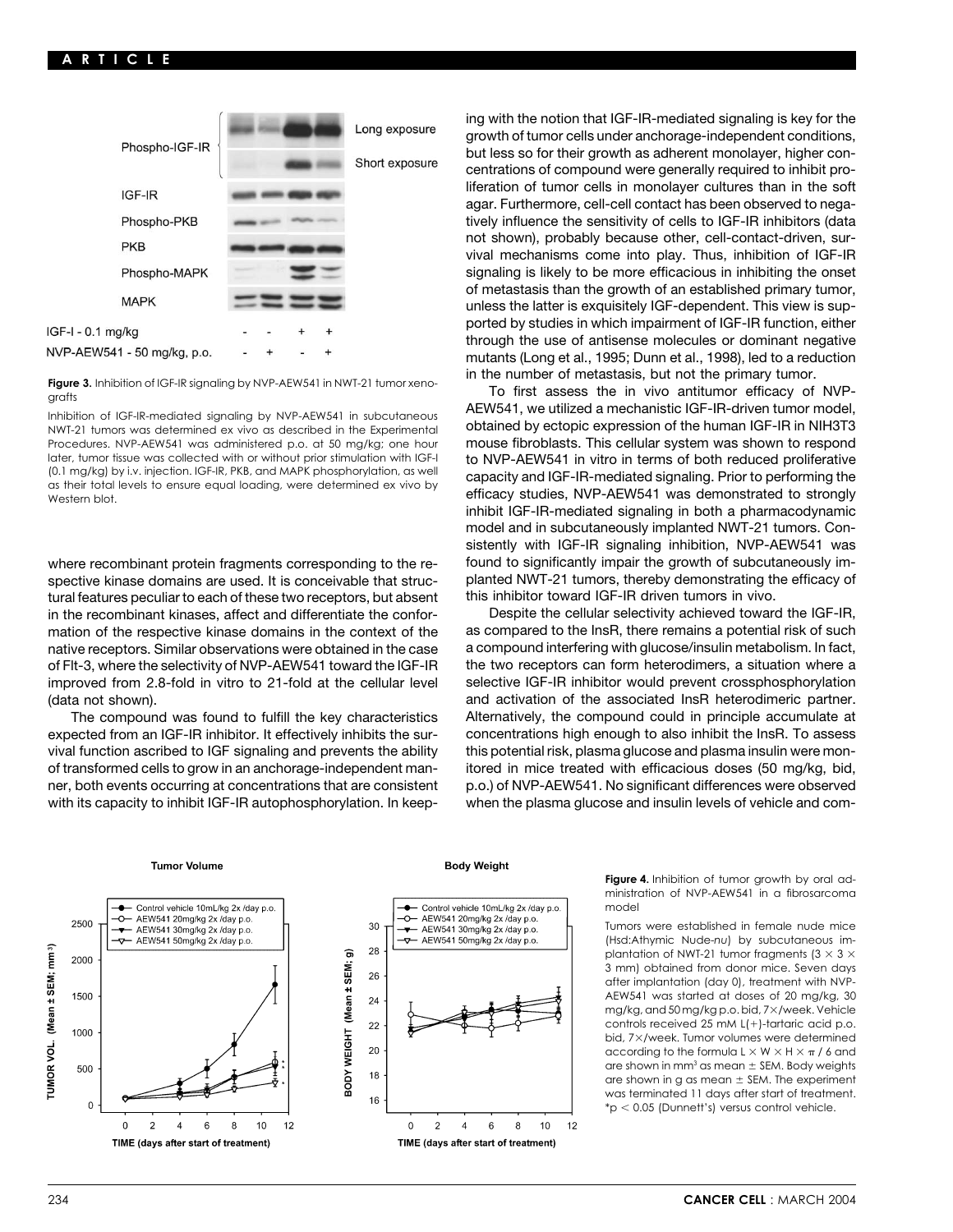**Figure 3.** Inhibition of IGF-IR signaling by NVP-AEW541 in NWT-21 tumor xenografts

Inhibition of IGF-IR-mediated signaling by NVP-AEW541 in subcutaneous NWT-21 tumors was determined ex vivo as described in the Experimental Procedures. NVP-AEW541 was administered p.o. at 50 mg/kg; one hour later, tumor tissue was collected with or without prior stimulation with IGF-I (0.1 mg/kg) by i.v. injection. IGF-IR, PKB, and MAPK phosphorylation, as well as their total levels to ensure equal loading, were determined ex vivo by Western blot.

where recombinant protein fragments corresponding to the respective kinase domains are used. It is conceivable that structural features peculiar to each of these two receptors, but absent in the recombinant kinases, affect and differentiate the conformation of the respective kinase domains in the context of the native receptors. Similar observations were obtained in the case of Flt-3, where the selectivity of NVP-AEW541 toward the IGF-IR improved from 2.8-fold in vitro to 21-fold at the cellular level (data not shown).

The compound was found to fulfill the key characteristics expected from an IGF-IR inhibitor. It effectively inhibits the survival function ascribed to IGF signaling and prevents the ability of transformed cells to grow in an anchorage-independent manner, both events occurring at concentrations that are consistent with its capacity to inhibit IGF-IR autophosphorylation. In keeping with the notion that IGF-IR-mediated signaling is key for the growth of tumor cells under anchorage-independent conditions, but less so for their growth as adherent monolayer, higher concentrations of compound were generally required to inhibit proliferation of tumor cells in monolayer cultures than in the soft agar. Furthermore, cell-cell contact has been observed to negatively influence the sensitivity of cells to IGF-IR inhibitors (data not shown), probably because other, cell-contact-driven, survival mechanisms come into play. Thus, inhibition of IGF-IR signaling is likely to be more efficacious in inhibiting the onset of metastasis than the growth of an established primary tumor, unless the latter is exquisitely IGF-dependent. This view is supported by studies in which impairment of IGF-IR function, either through the use of antisense molecules or dominant negative mutants (Long et al., 1995; Dunn et al., 1998), led to a reduction in the number of metastasis, but not the primary tumor.

To first assess the in vivo antitumor efficacy of NVP-AEW541, we utilized a mechanistic IGF-IR-driven tumor model, obtained by ectopic expression of the human IGF-IR in NIH3T3 mouse fibroblasts. This cellular system was shown to respond to NVP-AEW541 in vitro in terms of both reduced proliferative capacity and IGF-IR-mediated signaling. Prior to performing the efficacy studies, NVP-AEW541 was demonstrated to strongly inhibit IGF-IR-mediated signaling in both a pharmacodynamic model and in subcutaneously implanted NWT-21 tumors. Consistently with IGF-IR signaling inhibition, NVP-AEW541 was found to significantly impair the growth of subcutaneously implanted NWT-21 tumors, thereby demonstrating the efficacy of this inhibitor toward IGF-IR driven tumors in vivo.

Despite the cellular selectivity achieved toward the IGF-IR, as compared to the InsR, there remains a potential risk of such a compound interfering with glucose/insulin metabolism. In fact, the two receptors can form heterodimers, a situation where a selective IGF-IR inhibitor would prevent crossphosphorylation and activation of the associated InsR heterodimeric partner. Alternatively, the compound could in principle accumulate at concentrations high enough to also inhibit the InsR. To assess this potential risk, plasma glucose and plasma insulin were monitored in mice treated with efficacious doses (50 mg/kg, bid, p.o.) of NVP-AEW541. No significant differences were observed when the plasma glucose and insulin levels of vehicle and com-

**Figure 4.** Inhibition of tumor growth by oral administration of NVP-AEW541 in a fibrosarcoma model

Tumors were established in female nude mice (Hsd:Athymic Nude-*nu*) by subcutaneous implantation of NWT-21 tumor fragments (3 × 3 × 3 mm) obtained from donor mice. Seven days after implantation (day 0), treatment with NVP-AEW541 was started at doses of 20 mg/kg, 30 mg/kg, and 50 mg/kg p.o. bid, 7×/week. Vehicle controls received 25 mM L(+)-tartaric acid p.o. bid, 7×/week. Tumor volumes were determined according to the formula $L \times W \times H \times \pi / 6$ and are shown in $mm^3$ as mean ± SEM. Body weights are shown in g as mean ± SEM. The experiment was terminated 11 days after start of treatment. *$p < 0.05$ (Dunnett's) versus control vehicle.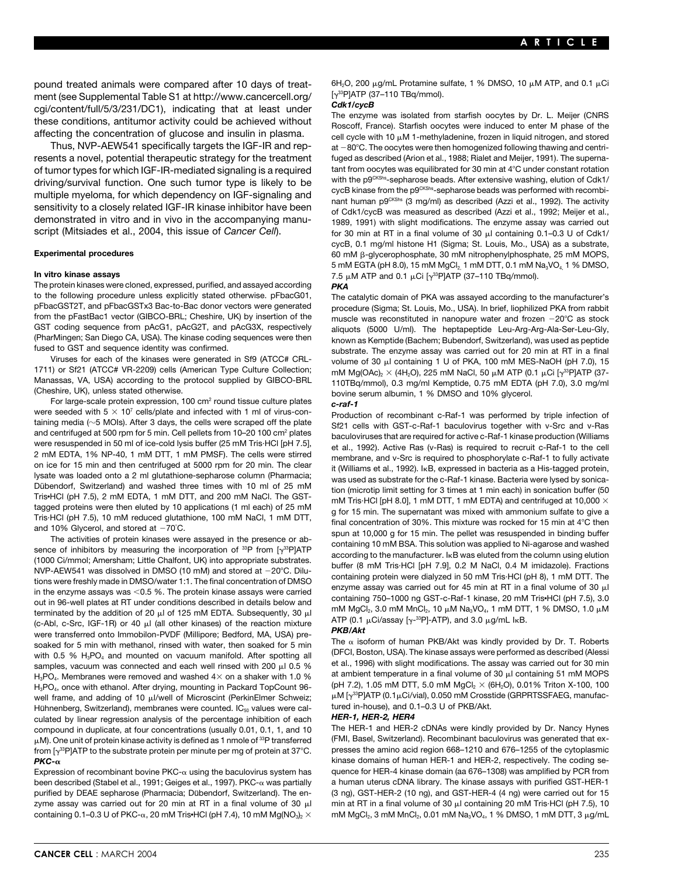pound treated animals were compared after 10 days of treatment (see Supplemental Table S1 at http://www.cancercell.org/cgi/content/full/5/3/231/DC1), indicating that at least under these conditions, antitumor activity could be achieved without affecting the concentration of glucose and insulin in plasma.

Thus, NVP-AEW541 specifically targets the IGF-IR and represents a novel, potential therapeutic strategy for the treatment of tumor types for which IGF-IR-mediated signaling is a required driving/survival function. One such tumor type is likely to be multiple myeloma, for which dependency on IGF-signaling and sensitivity to a closely related IGF-IR kinase inhibitor have been demonstrated in vitro and in vivo in the accompanying manuscript (Mitsiades et al., 2004, this issue of *Cancer Cell*).

## Experimental procedures

### In vitro kinase assays

The protein kinases were cloned, expressed, purified, and assayed according to the following procedure unless explicitly stated otherwise. pFbacG01, pFbacGST2T, and pFbacGSTx3 Bac-to-Bac donor vectors were generated from the pFastBac1 vector (GIBCO-BRL; Cheshire, UK) by insertion of the GST coding sequence from pAcG1, pAcG2T, and pAcG3X, respectively (PharMingen; San Diego CA, USA). The kinase coding sequences were then fused to GST and sequence identity was confirmed.

Viruses for each of the kinases were generated in Sf9 (ATCC# CRL-1711) or Sf21 (ATCC# VR-2209) cells (American Type Culture Collection; Manassas, VA, USA) according to the protocol supplied by GIBCO-BRL (Cheshire, UK), unless stated otherwise.

For large-scale protein expression, 100 $cm^2$ round tissue culture plates were seeded with $5 \times 10^7$ cells/plate and infected with 1 ml of virus-containing media (~5 MOIs). After 3 days, the cells were scraped off the plate and centrifuged at 500 rpm for 5 min. Cell pellets from 10–20 100 $cm^2$ plates were resuspended in 50 ml of ice-cold lysis buffer (25 mM Tris·HCl [pH 7.5], 2 mM EDTA, 1% NP-40, 1 mM DTT, 1 mM PMSF). The cells were stirred on ice for 15 min and then centrifuged at 5000 rpm for 20 min. The clear lysate was loaded onto a 2 ml glutathione-sepharose column (Pharmacia; Dübendorf, Switzerland) and washed three times with 10 ml of 25 mM Tris•HCl (pH 7.5), 2 mM EDTA, 1 mM DTT, and 200 mM NaCl. The GST-tagged proteins were then eluted by 10 applications (1 ml each) of 25 mM Tris·HCl (pH 7.5), 10 mM reduced glutathione, 100 mM NaCl, 1 mM DTT, and 10% Glycerol, and stored at −70°C.

The activities of protein kinases were assayed in the presence or absence of inhibitors by measuring the incorporation of $^{33}P$ from [$\gamma^{33}P$]ATP (1000 Ci/mmol; Amersham; Little Chalfont, UK) into appropriate substrates. NVP-AEW541 was dissolved in DMSO (10 mM) and stored at −20°C. Dilutions were freshly made in DMSO/water 1:1. The final concentration of DMSO in the enzyme assays was <0.5 %. The protein kinase assays were carried out in 96-well plates at RT under conditions described in details below and terminated by the addition of 20 μl of 125 mM EDTA. Subsequently, 30 μl (c-Abl, c-Src, IGF-1R) or 40 μl (all other kinases) of the reaction mixture were transferred onto Immobilon-PVDF (Millipore; Bedford, MA, USA) presoaked for 5 min with methanol, rinsed with water, then soaked for 5 min with 0.5 % $H_3PO_4$ and mounted on vacuum manifold. After spotting all samples, vacuum was connected and each well rinsed with 200 μl 0.5 % $H_3PO_4$. Membranes were removed and washed 4× on a shaker with 1.0 % $H_3PO_4$, once with ethanol. After drying, mounting in Packard TopCount 96-well frame, and adding of 10 μl/well of Microscint (PerkinElmer Schweiz; Hühnenberg, Switzerland), membranes were counted. $IC_{50}$ values were calculated by linear regression analysis of the percentage inhibition of each compound in duplicate, at four concentrations (usually 0.01, 0.1, 1, and 10 μM). One unit of protein kinase activity is defined as 1 nmole of $^{33}P$ transferred from [$\gamma^{33}P$]ATP to the substrate protein per minute per mg of protein at 37°C.

#### PKC-α

Expression of recombinant bovine PKC-α using the baculovirus system has been described (Stabel et al., 1991; Geiges et al., 1997). PKC-α was partially purified by DEAE sepharose (Pharmacia; Dübendorf, Switzerland). The enzyme assay was carried out for 20 min at RT in a final volume of 30 μl containing 0.1–0.3 U of PKC-α, 20 mM Tris•HCl (pH 7.4), 10 mM $Mg(NO_3)_2 \times 6H_2O$, 200 μg/mL Protamine sulfate, 1 % DMSO, 10 μM ATP, and 0.1 μCi [$\gamma^{33}P$]ATP (37–110 TBq/mmol).

#### Cdk1/cycB

The enzyme was isolated from starfish oocytes by Dr. L. Meijer (CNRS Roscoff, France). Starfish oocytes were induced to enter M phase of the cell cycle with 10 μM 1-methyladenine, frozen in liquid nitrogen, and stored at −80°C. The oocytes were then homogenized following thawing and centrifuged as described (Arion et al., 1988; Rialet and Meijer, 1991). The supernatant from oocytes was equilibrated for 30 min at 4°C under constant rotation with the p9$^{CKShs}$-sepharose beads. After extensive washing, elution of Cdk1/cycB kinase from the p9$^{CKShs}$-sepharose beads was performed with recombinant human p9$^{CKShs}$ (3 mg/ml) as described (Azzi et al., 1992). The activity of Cdk1/cycB was measured as described (Azzi et al., 1992; Meijer et al., 1989, 1991) with slight modifications. The enzyme assay was carried out for 30 min at RT in a final volume of 30 μl containing 0.1–0.3 U of Cdk1/cycB, 0.1 mg/ml histone H1 (Sigma; St. Louis, Mo., USA) as a substrate, 60 mM β-glycerophosphate, 30 mM nitrophenylphosphate, 25 mM MOPS, 5 mM EGTA (pH 8.0), 15 mM $MgCl_2$, 1 mM DTT, 0.1 mM $Na_3VO_4$, 1 % DMSO, 7.5 μM ATP and 0.1 μCi [$\gamma^{33}P$]ATP (37–110 TBq/mmol).

#### PKA

The catalytic domain of PKA was assayed according to the manufacturer's procedure (Sigma; St. Louis, Mo., USA). In brief, liophilized PKA from rabbit muscle was reconstituted in nanopure water and frozen −20°C as stock aliquots (5000 U/ml). The heptapeptide Leu-Arg-Arg-Ala-Ser-Leu-Gly, known as Kemptide (Bachem; Bubendorf, Switzerland), was used as peptide substrate. The enzyme assay was carried out for 20 min at RT in a final volume of 30 μl containing 1 U of PKA, 100 mM MES-NaOH (pH 7.0), 15 mM $Mg(OAc)_2 \times (4H_2O)$, 225 mM NaCl, 50 μM ATP (0.1 μCi [$\gamma^{33}P$]ATP (37-110TBq/mmol), 0.3 mg/ml Kemptide, 0.75 mM EDTA (pH 7.0), 3.0 mg/ml bovine serum albumin, 1 % DMSO and 10% glycerol.

#### c-raf-1

Production of recombinant c-Raf-1 was performed by triple infection of Sf21 cells with GST-c-Raf-1 baculovirus together with v-Src and v-Ras baculoviruses that are required for active c-Raf-1 kinase production (Williams et al., 1992). Active Ras (v-Ras) is required to recruit c-Raf-1 to the cell membrane, and v-Src is required to phosphorylate c-Raf-1 to fully activate it (Williams et al., 1992). IκB, expressed in bacteria as a His-tagged protein, was used as substrate for the c-Raf-1 kinase. Bacteria were lysed by sonication (microtip limit setting for 3 times at 1 min each) in sonication buffer (50 mM Tris·HCl [pH 8.0], 1 mM DTT, 1 mM EDTA) and centrifuged at 10,000 × g for 15 min. The supernatant was mixed with ammonium sulfate to give a final concentration of 30%. This mixture was rocked for 15 min at 4°C then spun at 10,000 g for 15 min. The pellet was resuspended in binding buffer containing 10 mM BSA. This solution was applied to Ni-agarose and washed according to the manufacturer. IκB was eluted from the column using elution buffer (8 mM Tris·HCl [pH 7.9], 0.2 M NaCl, 0.4 M imidazole). Fractions containing protein were dialyzed in 50 mM Tris·HCl (pH 8), 1 mM DTT. The enzyme assay was carried out for 45 min at RT in a final volume of 30 μl containing 750–1000 ng GST-c-Raf-1 kinase, 20 mM Tris•HCl (pH 7.5), 3.0 mM $MgCl_2$, 3.0 mM $MnCl_2$, 10 μM $Na_3VO_4$, 1 mM DTT, 1 % DMSO, 1.0 μM ATP (0.1 μCi/assay [$\gamma$-$^{33}P$]-ATP), and 3.0 μg/mL IκB.

#### PKB/Akt

The α isoform of human PKB/Akt was kindly provided by Dr. T. Roberts (DFCI, Boston, USA). The kinase assays were performed as described (Alessi et al., 1996) with slight modifications. The assay was carried out for 30 min at ambient temperature in a final volume of 30 μl containing 51 mM MOPS (pH 7.2), 1.05 mM DTT, 5.0 mM $MgCl_2 \times (6H_2O)$, 0.01% Triton X-100, 100 μM [$\gamma^{33}P$]ATP (0.1μCi/vial), 0.050 mM Crosstide (GRPRTSSFAEG, manufactured in-house), and 0.1–0.3 U of PKB/Akt.

#### HER-1, HER-2, HER4

The HER-1 and HER-2 cDNAs were kindly provided by Dr. Nancy Hynes (FMI, Basel, Switzerland). Recombinant baculovirus was generated that expresses the amino acid region 668–1210 and 676–1255 of the cytoplasmic kinase domains of human HER-1 and HER-2, respectively. The coding sequence for HER-4 kinase domain (aa 676–1308) was amplified by PCR from a human uterus cDNA library. The kinase assays with purified GST-HER-1 (3 ng), GST-HER-2 (10 ng), and GST-HER-4 (4 ng) were carried out for 15 min at RT in a final volume of 30 μl containing 20 mM Tris·HCl (pH 7.5), 10 mM $MgCl_2$, 3 mM $MnCl_2$, 0.01 mM $Na_3VO_4$, 1 % DMSO, 1 mM DTT, 3 μg/mL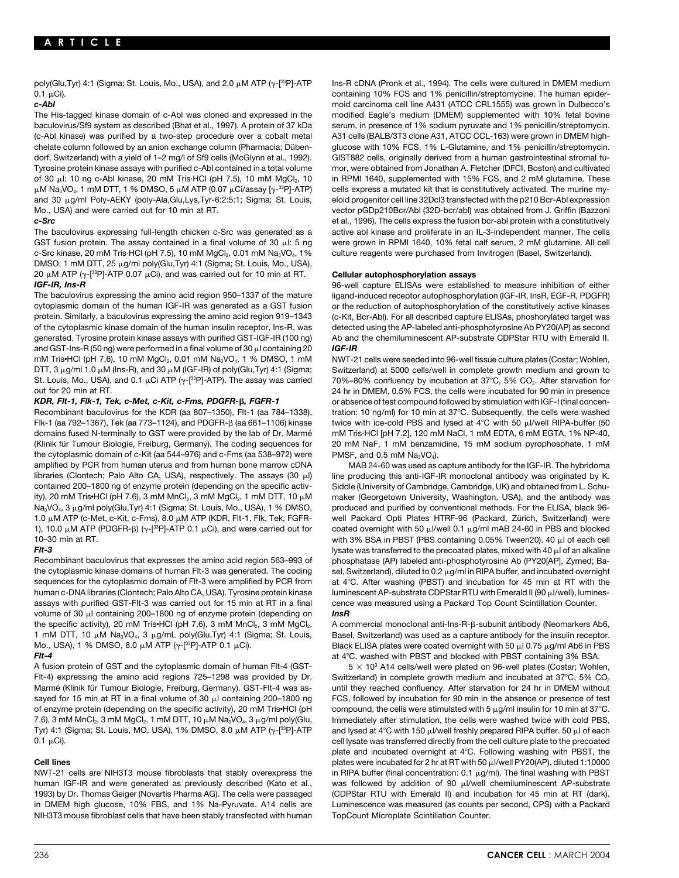poly(Glu,Tyr) 4:1 (Sigma; St. Louis, Mo., USA), and 2.0 μM ATP (γ-[$^{33}$P]-ATP 0.1 μCi).

*c-Abl*

The His-tagged kinase domain of c-Abl was cloned and expressed in the baculovirus/Sf9 system as described (Bhat et al., 1997). A protein of 37 kDa (c-Abl kinase) was purified by a two-step procedure over a cobalt metal chelate column followed by an anion exchange column (Pharmacia; Dübendorf, Switzerland) with a yield of 1–2 mg/l of Sf9 cells (McGlynn et al., 1992). Tyrosine protein kinase assays with purified c-Abl contained in a total volume of 30 μl: 10 ng c-Abl kinase, 20 mM Tris·HCl (pH 7.5), 10 mM $MgCl_2$, 10 μM $Na_3VO_4$, 1 mM DTT, 1 % DMSO, 5 μM ATP (0.07 μCi/assay [γ-$^{33}$P]-ATP) and 30 μg/ml Poly-AEKY (poly-Ala,Glu,Lys,Tyr-6:2:5:1; Sigma; St. Louis, Mo., USA) and were carried out for 10 min at RT.

*c-Src*

The baculovirus expressing full-length chicken c-Src was generated as a GST fusion protein. The assay contained in a final volume of 30 μl: 5 ng c-Src kinase, 20 mM Tris·HCl (pH 7.5), 10 mM $MgCl_2$, 0.01 mM $Na_3VO_4$, 1% DMSO, 1 mM DTT, 25 μg/ml poly(Glu,Tyr) 4:1 (Sigma; St. Louis, Mo., USA), 20 μM ATP (γ-[$^{33}$P]-ATP 0.07 μCi), and was carried out for 10 min at RT.

*IGF-IR, Ins-R*

The baculovirus expressing the amino acid region 950–1337 of the mature cytoplasmic domain of the human IGF-IR was generated as a GST fusion protein. Similarly, a baculovirus expressing the amino acid region 919–1343 of the cytoplasmic kinase domain of the human insulin receptor, Ins-R, was generated. Tyrosine protein kinase assays with purified GST-IGF-IR (100 ng) and GST-Ins-R (50 ng) were performed in a final volume of 30 μl containing 20 mM Tris•HCl (pH 7.6), 10 mM $MgCl_2$, 0.01 mM $Na_3VO_4$, 1 % DMSO, 1 mM DTT, 3 μg/ml 1.0 μM (Ins-R), and 30 μM (IGF-IR) of poly(Glu,Tyr) 4:1 (Sigma; St. Louis, Mo., USA), and 0.1 μCi ATP (γ-[$^{33}$P]-ATP). The assay was carried out for 20 min at RT.

*KDR, Flt-1, Flk-1, Tek, c-Met, c-Kit, c-Fms, PDGFR-β, FGFR-1*

Recombinant baculovirus for the KDR (aa 807–1350), Flt-1 (aa 784–1338), Flk-1 (aa 792–1367), Tek (aa 773–1124), and PDGFR-β (aa 661–1106) kinase domains fused N-terminally to GST were provided by the lab of Dr. Marmé (Klinik für Tumour Biologie, Freiburg, Germany). The coding sequences for the cytoplasmic domain of c-Kit (aa 544–976) and c-Fms (aa 538–972) were amplified by PCR from human uterus and from human bone marrow cDNA libraries (Clontech; Palo Alto CA, USA), respectively. The assays (30 μl) contained 200–1800 ng of enzyme protein (depending on the specific activity), 20 mM Tris•HCl (pH 7.6), 3 mM $MnCl_2$, 3 mM $MgCl_2$, 1 mM DTT, 10 μM $Na_3VO_4$, 3 μg/ml poly(Glu,Tyr) 4:1 (Sigma; St. Louis, Mo., USA), 1 % DMSO, 1.0 μM ATP (c-Met, c-Kit, c-Fms), 8.0 μM ATP (KDR, Flt-1, Flk, Tek, FGFR-1), 10.0 μM ATP (PDGFR-β) (γ-[$^{33}$P]-ATP 0.1 μCi), and were carried out for 10–30 min at RT.

*Flt-3*

Recombinant baculovirus that expresses the amino acid region 563–993 of the cytoplasmic kinase domains of human Flt-3 was generated. The coding sequences for the cytoplasmic domain of Flt-3 were amplified by PCR from human c-DNA libraries (Clontech; Palo Alto CA, USA). Tyrosine protein kinase assays with purified GST-Flt-3 was carried out for 15 min at RT in a final volume of 30 μl containing 200–1800 ng of enzyme protein (depending on the specific activity), 20 mM Tris•HCl (pH 7.6), 3 mM $MnCl_2$, 3 mM $MgCl_2$, 1 mM DTT, 10 μM $Na_3VO_4$, 3 μg/mL poly(Glu,Tyr) 4:1 (Sigma; St. Louis, Mo., USA), 1 % DMSO, 8.0 μM ATP (γ-[$^{33}$P]-ATP 0.1 μCi).

*Flt-4*

A fusion protein of GST and the cytoplasmic domain of human Flt-4 (GST-Flt-4) expressing the amino acid regions 725–1298 was provided by Dr. Marmé (Klinik für Tumour Biologie, Freiburg, Germany). GST-Flt-4 was assayed for 15 min at RT in a final volume of 30 μl containing 200–1800 ng of enzyme protein (depending on the specific activity), 20 mM Tris•HCl (pH 7.6), 3 mM $MnCl_2$, 3 mM $MgCl_2$, 1 mM DTT, 10 μM $Na_3VO_4$, 3 μg/ml poly(Glu, Tyr) 4:1 (Sigma; St. Louis, MO, USA), 1% DMSO, 8.0 μM ATP (γ-[$^{33}$P]-ATP 0.1 μCi).

**Cell lines**

NWT-21 cells are NIH3T3 mouse fibroblasts that stably overexpress the human IGF-IR and were generated as previously described (Kato et al., 1993) by Dr. Thomas Geiger (Novartis Pharma AG). The cells were passaged in DMEM high glucose, 10% FBS, and 1% Na-Pyruvate. A14 cells are NIH3T3 mouse fibroblast cells that have been stably transfected with human Ins-R cDNA (Pronk et al., 1994). The cells were cultured in DMEM medium containing 10% FCS and 1% penicillin/streptomycine. The human epidermoid carcinoma cell line A431 (ATCC CRL1555) was grown in Dulbecco's modified Eagle's medium (DMEM) supplemented with 10% fetal bovine serum, in presence of 1% sodium pyruvate and 1% penicillin/streptomycin. A31 cells (BALB/3T3 clone A31, ATCC CCL-163) were grown in DMEM high-glucose with 10% FCS, 1% L-Glutamine, and 1% penicillin/streptomycin. GIST882 cells, originally derived from a human gastrointestinal stromal tumor, were obtained from Jonathan A. Fletcher (DFCI, Boston) and cultivated in RPMI 1640, supplemented with 15% FCS, and 2 mM glutamine. These cells express a mutated kit that is constitutively activated. The murine myeloid progenitor cell line 32Dcl3 transfected with the p210 Bcr-Abl expression vector pGDp210Bcr/Abl (32D-bcr/abl) was obtained from J. Griffin (Bazzoni et al., 1996). The cells express the fusion bcr-abl protein with a constitutively active abl kinase and proliferate in an IL-3-independent manner. The cells were grown in RPMI 1640, 10% fetal calf serum, 2 mM glutamine. All cell culture reagents were purchased from Invitrogen (Basel, Switzerland).

**Cellular autophosphorylation assays**

96-well capture ELISAs were established to measure inhibition of either ligand-induced receptor autophosphorylation (IGF-IR, InsR, EGF-R, PDGFR) or the reduction of autophosphorylation of the constitutively active kinases (c-Kit, Bcr-Abl). For all described capture ELISAs, phoshorylated target was detected using the AP-labeled anti-phosphotyrosine Ab PY20(AP) as second Ab and the chemiluminescent AP-substrate CDPStar RTU with Emerald II.

*IGF-IR*

NWT-21 cells were seeded into 96-well tissue culture plates (Costar; Wohlen, Switzerland) at 5000 cells/well in complete growth medium and grown to 70%–80% confluency by incubation at 37°C, 5% $CO_2$. After starvation for 24 hr in DMEM, 0.5% FCS, the cells were incubated for 90 min in presence or absence of test compound followed by stimulation with IGF-I (final concentration: 10 ng/ml) for 10 min at 37°C. Subsequently, the cells were washed twice with ice-cold PBS and lysed at 4°C with 50 μl/well RIPA-buffer (50 mM Tris·HCl [pH 7.2], 120 mM NaCl, 1 mM EDTA, 6 mM EGTA, 1% NP-40, 20 mM NaF, 1 mM benzamidine, 15 mM sodium pyrophosphate, 1 mM PMSF, and 0.5 mM $Na_3VO_4$).

MAB 24-60 was used as capture antibody for the IGF-IR. The hybridoma line producing this anti-IGF-IR monoclonal antibody was originated by K. Siddle (University of Cambridge, Cambridge, UK) and obtained from L. Schumaker (Georgetown University, Washington, USA), and the antibody was produced and purified by conventional methods. For the ELISA, black 96-well Packard Opti Plates HTRF-96 (Packard, Zürich, Switzerland) were coated overnight with 50 μl/well 0.1 μg/ml mAB 24-60 in PBS and blocked with 3% BSA in PBST (PBS containing 0.05% Tween20). 40 μl of each cell lysate was transferred to the precoated plates, mixed with 40 μl of an alkaline phosphatase (AP) labeled anti-phosphotyrosine Ab (PY20[AP], Zymed; Basel, Switzerland), diluted to 0.2 μg/ml in RIPA buffer, and incubated overnight at 4°C. After washing (PBST) and incubation for 45 min at RT with the luminescent AP-substrate CDPStar RTU with Emerald II (90 μl/well), luminescence was measured using a Packard Top Count Scintillation Counter.

*InsR*

A commercial monoclonal anti-Ins-R-β-subunit antibody (Neomarkers Ab6, Basel, Switzerland) was used as a capture antibody for the insulin receptor. Black ELISA plates were coated overnight with 50 μl 0.75 μg/ml Ab6 in PBS at 4°C, washed with PBST and blocked with PBST containing 3% BSA.

$5 \times 10^3$ A14 cells/well were plated on 96-well plates (Costar; Wohlen, Switzerland) in complete growth medium and incubated at 37°C, 5% $CO_2$ until they reached confluency. After starvation for 24 hr in DMEM without FCS, followed by incubation for 90 min in the absence or presence of test compound, the cells were stimulated with 5 μg/ml insulin for 10 min at 37°C. Immediately after stimulation, the cells were washed twice with cold PBS, and lysed at 4°C with 150 μl/well freshly prepared RIPA buffer. 50 μl of each cell lysate was transferred directly from the cell culture plate to the precoated plate and incubated overnight at 4°C. Following washing with PBST, the plates were incubated for 2 hr at RT with 50 μl/well PY20(AP), diluted 1:10000 in RIPA buffer (final concentration: 0.1 μg/ml). The final washing with PBST was followed by addition of 90 μl/well chemiluminescent AP-substrate (CDPStar RTU with Emerald II) and incubation for 45 min at RT (dark). Luminescence was measured (as counts per second, CPS) with a Packard TopCount Microplate Scintillation Counter.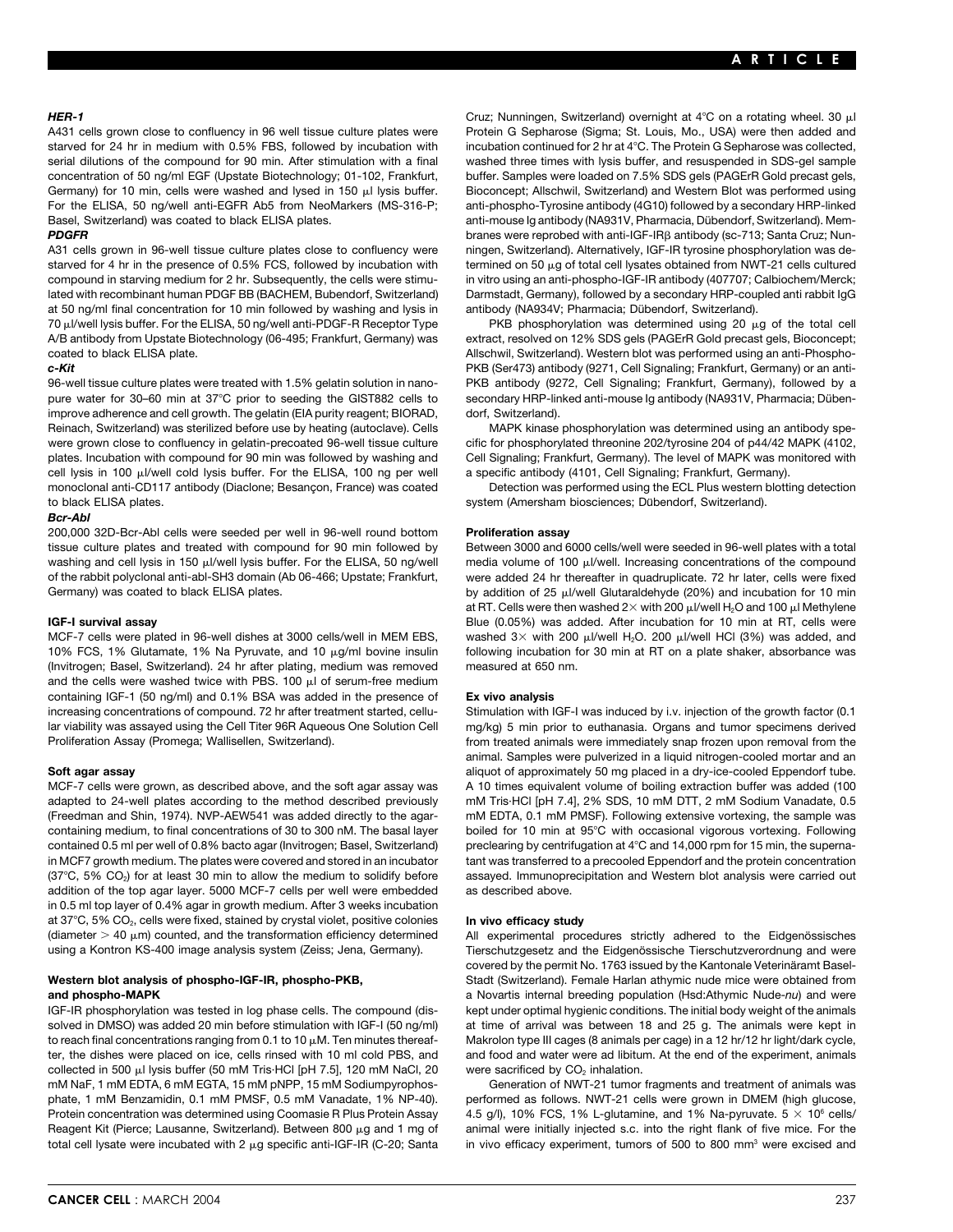#### HER-1

A431 cells grown close to confluency in 96 well tissue culture plates were starved for 24 hr in medium with 0.5% FBS, followed by incubation with serial dilutions of the compound for 90 min. After stimulation with a final concentration of 50 ng/ml EGF (Upstate Biotechnology; 01-102, Frankfurt, Germany) for 10 min, cells were washed and lysed in 150 μl lysis buffer. For the ELISA, 50 ng/well anti-EGFR Ab5 from NeoMarkers (MS-316-P; Basel, Switzerland) was coated to black ELISA plates.

#### PDGFR

A31 cells grown in 96-well tissue culture plates close to confluency were starved for 4 hr in the presence of 0.5% FCS, followed by incubation with compound in starving medium for 2 hr. Subsequently, the cells were stimulated with recombinant human PDGF BB (BACHEM, Bubendorf, Switzerland) at 50 ng/ml final concentration for 10 min followed by washing and lysis in 70 μl/well lysis buffer. For the ELISA, 50 ng/well anti-PDGF-R Receptor Type A/B antibody from Upstate Biotechnology (06-495; Frankfurt, Germany) was coated to black ELISA plate.

#### c-Kit

96-well tissue culture plates were treated with 1.5% gelatin solution in nanopure water for 30–60 min at 37°C prior to seeding the GIST882 cells to improve adherence and cell growth. The gelatin (EIA purity reagent; BIORAD, Reinach, Switzerland) was sterilized before use by heating (autoclave). Cells were grown close to confluency in gelatin-precoated 96-well tissue culture plates. Incubation with compound for 90 min was followed by washing and cell lysis in 100 μl/well cold lysis buffer. For the ELISA, 100 ng per well monoclonal anti-CD117 antibody (Diaclone; Besançon, France) was coated to black ELISA plates.

#### Bcr-Abl

200,000 32D-Bcr-Abl cells were seeded per well in 96-well round bottom tissue culture plates and treated with compound for 90 min followed by washing and cell lysis in 150 μl/well lysis buffer. For the ELISA, 50 ng/well of the rabbit polyclonal anti-abl-SH3 domain (Ab 06-466; Upstate; Frankfurt, Germany) was coated to black ELISA plates.

### IGF-I survival assay

MCF-7 cells were plated in 96-well dishes at 3000 cells/well in MEM EBS, 10% FCS, 1% Glutamate, 1% Na Pyruvate, and 10 μg/ml bovine insulin (Invitrogen; Basel, Switzerland). 24 hr after plating, medium was removed and the cells were washed twice with PBS. 100 μl of serum-free medium containing IGF-1 (50 ng/ml) and 0.1% BSA was added in the presence of increasing concentrations of compound. 72 hr after treatment started, cellular viability was assayed using the Cell Titer 96R Aqueous One Solution Cell Proliferation Assay (Promega; Wallisellen, Switzerland).

### Soft agar assay

MCF-7 cells were grown, as described above, and the soft agar assay was adapted to 24-well plates according to the method described previously (Freedman and Shin, 1974). NVP-AEW541 was added directly to the agar-containing medium, to final concentrations of 30 to 300 nM. The basal layer contained 0.5 ml per well of 0.8% bacto agar (Invitrogen; Basel, Switzerland) in MCF7 growth medium. The plates were covered and stored in an incubator (37°C, 5% $CO_2$) for at least 30 min to allow the medium to solidify before addition of the top agar layer. 5000 MCF-7 cells per well were embedded in 0.5 ml top layer of 0.4% agar in growth medium. After 3 weeks incubation at 37°C, 5% $CO_2$, cells were fixed, stained by crystal violet, positive colonies (diameter > 40 μm) counted, and the transformation efficiency determined using a Kontron KS-400 image analysis system (Zeiss; Jena, Germany).

### Western blot analysis of phospho-IGF-IR, phospho-PKB, and phospho-MAPK

IGF-IR phosphorylation was tested in log phase cells. The compound (dissolved in DMSO) was added 20 min before stimulation with IGF-I (50 ng/ml) to reach final concentrations ranging from 0.1 to 10 μM. Ten minutes thereafter, the dishes were placed on ice, cells rinsed with 10 ml cold PBS, and collected in 500 μl lysis buffer (50 mM Tris·HCl [pH 7.5], 120 mM NaCl, 20 mM NaF, 1 mM EDTA, 6 mM EGTA, 15 mM pNPP, 15 mM Sodiumpyrophosphate, 1 mM Benzamidin, 0.1 mM PMSF, 0.5 mM Vanadate, 1% NP-40). Protein concentration was determined using Coomasie R Plus Protein Assay Reagent Kit (Pierce; Lausanne, Switzerland). Between 800 μg and 1 mg of total cell lysate were incubated with 2 μg specific anti-IGF-IR (C-20; Santa Cruz; Nunningen, Switzerland) overnight at 4°C on a rotating wheel. 30 μl Protein G Sepharose (Sigma; St. Louis, Mo., USA) were then added and incubation continued for 2 hr at 4°C. The Protein G Sepharose was collected, washed three times with lysis buffer, and resuspended in SDS-gel sample buffer. Samples were loaded on 7.5% SDS gels (PAGErR Gold precast gels, Bioconcept; Allschwil, Switzerland) and Western Blot was performed using anti-phospho-Tyrosine antibody (4G10) followed by a secondary HRP-linked anti-mouse Ig antibody (NA931V, Pharmacia, Dübendorf, Switzerland). Membranes were reprobed with anti-IGF-IRβ antibody (sc-713; Santa Cruz; Nunningen, Switzerland). Alternatively, IGF-IR tyrosine phosphorylation was determined on 50 μg of total cell lysates obtained from NWT-21 cells cultured in vitro using an anti-phospho-IGF-IR antibody (407707; Calbiochem/Merck; Darmstadt, Germany), followed by a secondary HRP-coupled anti rabbit IgG antibody (NA934V; Pharmacia; Dübendorf, Switzerland).

PKB phosphorylation was determined using 20 μg of the total cell extract, resolved on 12% SDS gels (PAGErR Gold precast gels, Bioconcept; Allschwil, Switzerland). Western blot was performed using an anti-Phospho-PKB (Ser473) antibody (9271, Cell Signaling; Frankfurt, Germany) or an anti-PKB antibody (9272, Cell Signaling; Frankfurt, Germany), followed by a secondary HRP-linked anti-mouse Ig antibody (NA931V, Pharmacia; Dübendorf, Switzerland).

MAPK kinase phosphorylation was determined using an antibody specific for phosphorylated threonine 202/tyrosine 204 of p44/42 MAPK (4102, Cell Signaling; Frankfurt, Germany). The level of MAPK was monitored with a specific antibody (4101, Cell Signaling; Frankfurt, Germany).

Detection was performed using the ECL Plus western blotting detection system (Amersham biosciences; Dübendorf, Switzerland).

### Proliferation assay

Between 3000 and 6000 cells/well were seeded in 96-well plates with a total media volume of 100 μl/well. Increasing concentrations of the compound were added 24 hr thereafter in quadruplicate. 72 hr later, cells were fixed by addition of 25 μl/well Glutaraldehyde (20%) and incubation for 10 min at RT. Cells were then washed 2× with 200 μl/well $H_2O$ and 100 μl Methylene Blue (0.05%) was added. After incubation for 10 min at RT, cells were washed 3× with 200 μl/well $H_2O$. 200 μl/well HCl (3%) was added, and following incubation for 30 min at RT on a plate shaker, absorbance was measured at 650 nm.

### Ex vivo analysis

Stimulation with IGF-I was induced by i.v. injection of the growth factor (0.1 mg/kg) 5 min prior to euthanasia. Organs and tumor specimens derived from treated animals were immediately snap frozen upon removal from the animal. Samples were pulverized in a liquid nitrogen-cooled mortar and an aliquot of approximately 50 mg placed in a dry-ice-cooled Eppendorf tube. A 10 times equivalent volume of boiling extraction buffer was added (100 mM Tris·HCl [pH 7.4], 2% SDS, 10 mM DTT, 2 mM Sodium Vanadate, 0.5 mM EDTA, 0.1 mM PMSF). Following extensive vortexing, the sample was boiled for 10 min at 95°C with occasional vigorous vortexing. Following preclearing by centrifugation at 4°C and 14,000 rpm for 15 min, the supernatant was transferred to a precooled Eppendorf and the protein concentration assayed. Immunoprecipitation and Western blot analysis were carried out as described above.

### In vivo efficacy study

All experimental procedures strictly adhered to the Eidgenössisches Tierschutzgesetz and the Eidgenössische Tierschutzverordnung and were covered by the permit No. 1763 issued by the Kantonale Veterinäramt Basel-Stadt (Switzerland). Female Harlan athymic nude mice were obtained from a Novartis internal breeding population (Hsd:Athymic Nude-*nu*) and were kept under optimal hygienic conditions. The initial body weight of the animals at time of arrival was between 18 and 25 g. The animals were kept in Makrolon type III cages (8 animals per cage) in a 12 hr/12 hr light/dark cycle, and food and water were ad libitum. At the end of the experiment, animals were sacrificed by $CO_2$ inhalation.

Generation of NWT-21 tumor fragments and treatment of animals was performed as follows. NWT-21 cells were grown in DMEM (high glucose, 4.5 g/l), 10% FCS, 1% L-glutamine, and 1% Na-pyruvate. $5 \times 10^6$ cells/animal were initially injected s.c. into the right flank of five mice. For the in vivo efficacy experiment, tumors of 500 to 800 mm$^3$ were excised and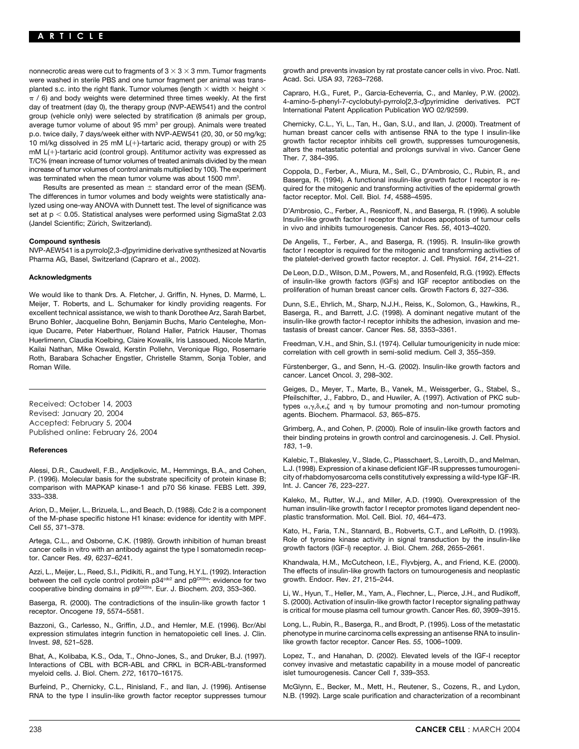nonnecrotic areas were cut to fragments of $3 \times 3 \times 3$ mm. Tumor fragments were washed in sterile PBS and one tumor fragment per animal was transplanted s.c. into the right flank. Tumor volumes (length $\times$ width $\times$ height $\times$ $\pi$ / 6) and body weights were determined three times weekly. At the first day of treatment (day 0), the therapy group (NVP-AEW541) and the control group (vehicle only) were selected by stratification (8 animals per group, average tumor volume of about 95 $mm^3$ per group). Animals were treated p.o. twice daily, 7 days/week either with NVP-AEW541 (20, 30, or 50 mg/kg; 10 ml/kg dissolved in 25 mM L(+)-tartaric acid, therapy group) or with 25 mM L(+)-tartaric acid (control group). Antitumor activity was expressed as T/C% (mean increase of tumor volumes of treated animals divided by the mean increase of tumor volumes of control animals multiplied by 100). The experiment was terminated when the mean tumor volume was about 1500 $mm^3$.

Results are presented as mean $\pm$ standard error of the mean (SEM). The differences in tumor volumes and body weights were statistically analyzed using one-way ANOVA with Dunnett test. The level of significance was set at $p < 0.05$. Statistical analyses were performed using SigmaStat 2.03 (Jandel Scientific; Zürich, Switzerland).

### Compound synthesis

NVP-AEW541 is a pyrrolo[2,3-*d*]pyrimidine derivative synthesized at Novartis Pharma AG, Basel, Switzerland (Capraro et al., 2002).

### Acknowledgments

We would like to thank Drs. A. Fletcher, J. Griffin, N. Hynes, D. Marmé, L. Meijer, T. Roberts, and L. Schumaker for kindly providing reagents. For excellent technical assistance, we wish to thank Dorothee Arz, Sarah Barbet, Bruno Bohler, Jacqueline Bohn, Benjamin Buchs, Mario Centeleghe, Monique Ducarre, Peter Haberthuer, Roland Haller, Patrick Hauser, Thomas Huerlimenn, Claudia Koelbing, Claire Kowalik, Iris Lassoued, Nicole Martin, Kailai Nathan, Mike Oswald, Kerstin Pollehn, Veronique Rigo, Rosemarie Roth, Barabara Schacher Engstler, Christelle Stamm, Sonja Tobler, and Roman Wille.

Received: October 14, 2003
Revised: January 20, 2004
Accepted: February 5, 2004
Published online: February 26, 2004

### References

Alessi, D.R., Caudwell, F.B., Andjelkovic, M., Hemmings, B.A., and Cohen, P. (1996). Molecular basis for the substrate specificity of protein kinase B; comparison with MAPKAP kinase-1 and p70 S6 kinase. FEBS Lett. *399*, 333–338.

Arion, D., Meijer, L., Brizuela, L., and Beach, D. (1988). Cdc 2 is a component of the M-phase specific histone H1 kinase: evidence for identity with MPF. Cell *55*, 371–378.

Artega, C.L., and Osborne, C.K. (1989). Growth inhibition of human breast cancer cells in vitro with an antibody against the type I somatomedin receptor. Cancer Res. *49*, 6237–6241.

Azzi, L., Meijer, L., Reed, S.I., Pidikiti, R., and Tung, H.Y.L. (1992). Interaction between the cell cycle control protein p34[cdc2] and p9[CKShs]: evidence for two cooperative binding domains in p9[CKShs]. Eur. J. Biochem. *203*, 353–360.

Baserga, R. (2000). The contradictions of the insulin-like growth factor 1 receptor. Oncogene *19*, 5574–5581.

Bazzoni, G., Carlesso, N., Griffin, J.D., and Hemler, M.E. (1996). Bcr/Abl expression stimulates integrin function in hematopoietic cell lines. J. Clin. Invest. *98*, 521–528.

Bhat, A., Kolibaba, K.S., Oda, T., Ohno-Jones, S., and Druker, B.J. (1997). Interactions of CBL with BCR-ABL and CRKL in BCR-ABL-transformed myeloid cells. J. Biol. Chem. *272*, 16170–16175.

Burfeind, P., Chernicky, C.L., Rinisland, F., and Ilan, J. (1996). Antisense RNA to the type I insulin-like growth factor receptor suppresses tumour growth and prevents invasion by rat prostate cancer cells in vivo. Proc. Natl. Acad. Sci. USA *93*, 7263–7268.

Capraro, H.G., Furet, P., Garcia-Echeverria, C., and Manley, P.W. (2002). 4-amino-5-phenyl-7-cyclobutyl-pyrrolo[2,3-*d*]pyrimidine derivatives. PCT International Patent Application Publication WO 02/92599.

Chernicky, C.L., Yi, L., Tan, H., Gan, S.U., and Ilan, J. (2000). Treatment of human breast cancer cells with antisense RNA to the type I insulin-like growth factor receptor inhibits cell growth, suppresses tumourogenesis, alters the metastatic potential and prolongs survival in vivo. Cancer Gene Ther. *7*, 384–395.

Coppola, D., Ferber, A., Miura, M., Sell, C., D'Ambrosio, C., Rubin, R., and Baserga, R. (1994). A functional insulin-like growth factor I receptor is required for the mitogenic and transforming activities of the epidermal growth factor receptor. Mol. Cell. Biol. *14*, 4588–4595.

D'Ambrosio, C., Ferber, A., Resnicoff, N., and Baserga, R. (1996). A soluble Insulin-like growth factor I receptor that induces apoptosis of tumour cells in vivo and inhibits tumourogenesis. Cancer Res. *56*, 4013–4020.

De Angelis, T., Ferber, A., and Baserga, R. (1995). Insulin-like growth factor I receptor is required for the mitogenic and transforming activities of the platelet-derived growth factor receptor. J. Cell. Physiol. *164*, 214–221.

De Leon, D.D., Wilson, D.M., Powers, M., and Rosenfeld, R.G. (1992). Effects of insulin-like growth factors (IGFs) and IGF receptor antibodies on the proliferation of human breast cancer cells. Growth Factors *6*, 327–336.

Dunn, S.E., Ehrlich, M., Sharp, N.J.H., Reiss, K., Solomon, G., Hawkins, R., Baserga, R., and Barrett, J.C. (1998). A dominant negative mutant of the insulin-like growth factor-I receptor inhibits the adhesion, invasion and metastasis of breast cancer. Cancer Res. *58*, 3353–3361.

Freedman, V.H., and Shin, S.I. (1974). Cellular tumourigenicity in nude mice: correlation with cell growth in semi-solid medium. Cell *3*, 355–359.

Fürstenberger, G., and Senn, H.-G. (2002). Insulin-like growth factors and cancer. Lancet Oncol. *3*, 298–302.

Geiges, D., Meyer, T., Marte, B., Vanek, M., Weissgerber, G., Stabel, S., Pfeilschifter, J., Fabbro, D., and Huwiler, A. (1997). Activation of PKC subtypes $\alpha,\gamma,\delta,\epsilon,\zeta$ and $\eta$ by tumour promoting and non-tumour promoting agents. Biochem. Pharmacol. *53*, 865–875.

Grimberg, A., and Cohen, P. (2000). Role of insulin-like growth factors and their binding proteins in growth control and carcinogenesis. J. Cell. Physiol. *183*, 1–9.

Kalebic, T., Blakesley, V., Slade, C., Plasschaert, S., Leroith, D., and Melman, L.J. (1998). Expression of a kinase deficient IGF-IR suppresses tumourogenicity of rhabdomyosarcoma cells constitutively expressing a wild-type IGF-IR. Int. J. Cancer *76*, 223–227.

Kaleko, M., Rutter, W.J., and Miller, A.D. (1990). Overexpression of the human insulin-like growth factor I receptor promotes ligand dependent neoplastic transformation. Mol. Cell. Biol. *10*, 464–473.

Kato, H., Faria, T.N., Stannard, B., Robverts, C.T., and LeRoith, D. (1993). Role of tyrosine kinase activity in signal transduction by the insulin-like growth factors (IGF-I) receptor. J. Biol. Chem. *268*, 2655–2661.

Khandwala, H.M., McCutcheon, I.E., Flyvbjerg, A., and Friend, K.E. (2000). The effects of insulin-like growth factors on tumourogenesis and neoplastic growth. Endocr. Rev. *21*, 215–244.

Li, W., Hyun, T., Heller, M., Yam, A., Flechner, L., Pierce, J.H., and Rudikoff, S. (2000). Activation of insulin-like growth factor I receptor signaling pathway is critical for mouse plasma cell tumour growth. Cancer Res. *60*, 3909–3915.

Long, L., Rubin, R., Baserga, R., and Brodt, P. (1995). Loss of the metastatic phenotype in murine carcinoma cells expressing an antisense RNA to insulin-like growth factor receptor. Cancer Res. *55*, 1006–1009.

Lopez, T., and Hanahan, D. (2002). Elevated levels of the IGF-I receptor convey invasive and metastatic capability in a mouse model of pancreatic islet tumourogenesis. Cancer Cell *1*, 339–353.

McGlynn, E., Becker, M., Mett, H., Reutener, S., Cozens, R., and Lydon, N.B. (1992). Large scale purification and characterization of a recombinant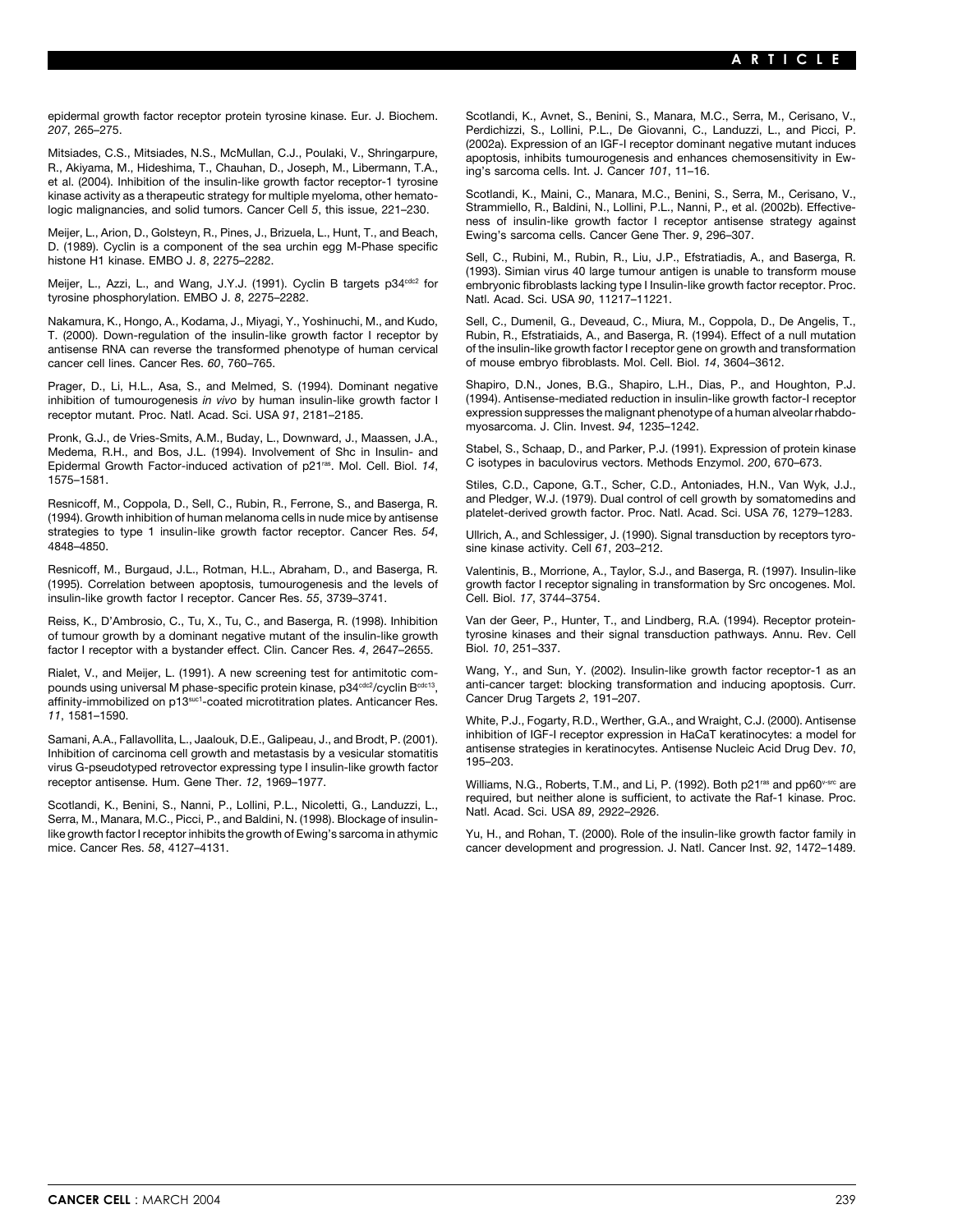epidermal growth factor receptor protein tyrosine kinase. Eur. J. Biochem. *207*, 265–275.

Mitsiades, C.S., Mitsiades, N.S., McMullan, C.J., Poulaki, V., Shringarpure, R., Akiyama, M., Hideshima, T., Chauhan, D., Joseph, M., Libermann, T.A., et al. (2004). Inhibition of the insulin-like growth factor receptor-1 tyrosine kinase activity as a therapeutic strategy for multiple myeloma, other hematologic malignancies, and solid tumors. Cancer Cell *5*, this issue, 221–230.

Meijer, L., Arion, D., Golsteyn, R., Pines, J., Brizuela, L., Hunt, T., and Beach, D. (1989). Cyclin is a component of the sea urchin egg M-Phase specific histone H1 kinase. EMBO J. *8*, 2275–2282.

Meijer, L., Azzi, L., and Wang, J.Y.J. (1991). Cyclin B targets p34$^{cdc2}$ for tyrosine phosphorylation. EMBO J. *8*, 2275–2282.

Nakamura, K., Hongo, A., Kodama, J., Miyagi, Y., Yoshinuchi, M., and Kudo, T. (2000). Down-regulation of the insulin-like growth factor I receptor by antisense RNA can reverse the transformed phenotype of human cervical cancer cell lines. Cancer Res. *60*, 760–765.

Prager, D., Li, H.L., Asa, S., and Melmed, S. (1994). Dominant negative inhibition of tumourogenesis *in vivo* by human insulin-like growth factor I receptor mutant. Proc. Natl. Acad. Sci. USA *91*, 2181–2185.

Pronk, G.J., de Vries-Smits, A.M., Buday, L., Downward, J., Maassen, J.A., Medema, R.H., and Bos, J.L. (1994). Involvement of Shc in Insulin- and Epidermal Growth Factor-induced activation of p21$^{ras}$. Mol. Cell. Biol. *14*, 1575–1581.

Resnicoff, M., Coppola, D., Sell, C., Rubin, R., Ferrone, S., and Baserga, R. (1994). Growth inhibition of human melanoma cells in nude mice by antisense strategies to type 1 insulin-like growth factor receptor. Cancer Res. *54*, 4848–4850.

Resnicoff, M., Burgaud, J.L., Rotman, H.L., Abraham, D., and Baserga, R. (1995). Correlation between apoptosis, tumourogenesis and the levels of insulin-like growth factor I receptor. Cancer Res. *55*, 3739–3741.

Reiss, K., D'Ambrosio, C., Tu, X., Tu, C., and Baserga, R. (1998). Inhibition of tumour growth by a dominant negative mutant of the insulin-like growth factor I receptor with a bystander effect. Clin. Cancer Res. *4*, 2647–2655.

Rialet, V., and Meijer, L. (1991). A new screening test for antimitotic compounds using universal M phase-specific protein kinase, p34$^{cdc2}$/cyclin B$^{cdc13}$, affinity-immobilized on p13$^{suc1}$-coated microtitration plates. Anticancer Res. *11*, 1581–1590.

Samani, A.A., Fallavollita, L., Jaalouk, D.E., Galipeau, J., and Brodt, P. (2001). Inhibition of carcinoma cell growth and metastasis by a vesicular stomatitis virus G-pseudotyped retrovector expressing type I insulin-like growth factor receptor antisense. Hum. Gene Ther. *12*, 1969–1977.

Scotlandi, K., Benini, S., Nanni, P., Lollini, P.L., Nicoletti, G., Landuzzi, L., Serra, M., Manara, M.C., Picci, P., and Baldini, N. (1998). Blockage of insulin-like growth factor I receptor inhibits the growth of Ewing's sarcoma in athymic mice. Cancer Res. *58*, 4127–4131.

Scotlandi, K., Avnet, S., Benini, S., Manara, M.C., Serra, M., Cerisano, V., Perdichizzi, S., Lollini, P.L., De Giovanni, C., Landuzzi, L., and Picci, P. (2002a). Expression of an IGF-I receptor dominant negative mutant induces apoptosis, inhibits tumourogenesis and enhances chemosensitivity in Ewing's sarcoma cells. Int. J. Cancer *101*, 11–16.

Scotlandi, K., Maini, C., Manara, M.C., Benini, S., Serra, M., Cerisano, V., Strammiello, R., Baldini, N., Lollini, P.L., Nanni, P., et al. (2002b). Effectiveness of insulin-like growth factor I receptor antisense strategy against Ewing's sarcoma cells. Cancer Gene Ther. *9*, 296–307.

Sell, C., Rubini, M., Rubin, R., Liu, J.P., Efstratiadis, A., and Baserga, R. (1993). Simian virus 40 large tumour antigen is unable to transform mouse embryonic fibroblasts lacking type I Insulin-like growth factor receptor. Proc. Natl. Acad. Sci. USA *90*, 11217–11221.

Sell, C., Dumenil, G., Deveaud, C., Miura, M., Coppola, D., De Angelis, T., Rubin, R., Efstratiaids, A., and Baserga, R. (1994). Effect of a null mutation of the insulin-like growth factor I receptor gene on growth and transformation of mouse embryo fibroblasts. Mol. Cell. Biol. *14*, 3604–3612.

Shapiro, D.N., Jones, B.G., Shapiro, L.H., Dias, P., and Houghton, P.J. (1994). Antisense-mediated reduction in insulin-like growth factor-I receptor expression suppresses the malignant phenotype of a human alveolar rhabdomyosarcoma. J. Clin. Invest. *94*, 1235–1242.

Stabel, S., Schaap, D., and Parker, P.J. (1991). Expression of protein kinase C isotypes in baculovirus vectors. Methods Enzymol. *200*, 670–673.

Stiles, C.D., Capone, G.T., Scher, C.D., Antoniades, H.N., Van Wyk, J.J., and Pledger, W.J. (1979). Dual control of cell growth by somatomedins and platelet-derived growth factor. Proc. Natl. Acad. Sci. USA *76*, 1279–1283.

Ullrich, A., and Schlessiger, J. (1990). Signal transduction by receptors tyrosine kinase activity. Cell *61*, 203–212.

Valentinis, B., Morrione, A., Taylor, S.J., and Baserga, R. (1997). Insulin-like growth factor I receptor signaling in transformation by Src oncogenes. Mol. Cell. Biol. *17*, 3744–3754.

Van der Geer, P., Hunter, T., and Lindberg, R.A. (1994). Receptor protein-tyrosine kinases and their signal transduction pathways. Annu. Rev. Cell Biol. *10*, 251–337.

Wang, Y., and Sun, Y. (2002). Insulin-like growth factor receptor-1 as an anti-cancer target: blocking transformation and inducing apoptosis. Curr. Cancer Drug Targets *2*, 191–207.

White, P.J., Fogarty, R.D., Werther, G.A., and Wraight, C.J. (2000). Antisense inhibition of IGF-I receptor expression in HaCaT keratinocytes: a model for antisense strategies in keratinocytes. Antisense Nucleic Acid Drug Dev. *10*, 195–203.

Williams, N.G., Roberts, T.M., and Li, P. (1992). Both p21$^{ras}$ and pp60$^{v\text{-}src}$ are required, but neither alone is sufficient, to activate the Raf-1 kinase. Proc. Natl. Acad. Sci. USA *89*, 2922–2926.

Yu, H., and Rohan, T. (2000). Role of the insulin-like growth factor family in cancer development and progression. J. Natl. Cancer Inst. *92*, 1472–1489.